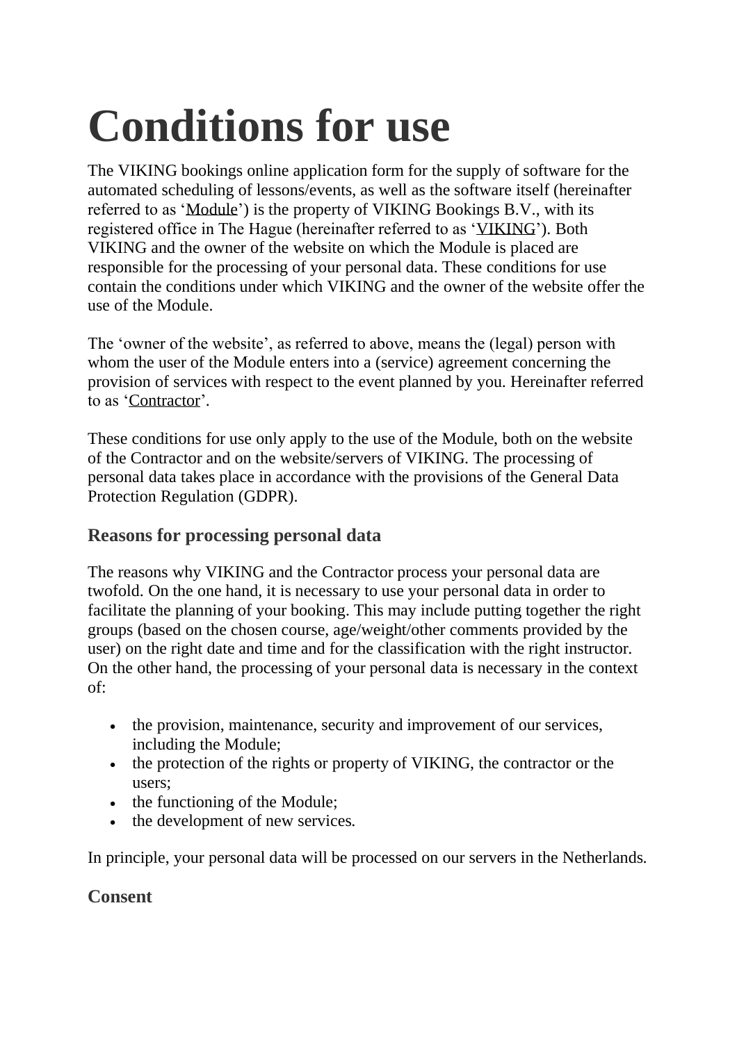# Conditions for use

The VIKING bookings online application form for the supply of software for the automated scheduling of lessons/events, as well as the software itself (hereinafter referred to as 'Module') is the property of VIKING Bookings B.V., with its registered office in The Hague (hereinafter referred to as 'VIKING'). Both VIKING and the owner of the website on which the Module is placed are responsible for the processing of your personal data. These conditions for use contain the conditions under which VIKING and the owner of the website offer the use of the Module.

The 'owner of the website', as referred to above, means the (legal) person with whom the user of the Module enters into a (service) agreement concerning the provision of services with respect to the event planned by you. Hereinafter referred to as 'Contractor'.

These conditions for use only apply to the use of the Module, both on the website of the Contractor and on the website/servers of VIKING. The processing of personal data takes place in accordance with the provisions of the General Data Protection Regulation (GDPR).

### Reasons for processing personal data

The reasons why VIKING and the Contractor process your personal data are twofold. On the one hand, it is necessary to use your personal data in order to facilitate the planning of your booking. This may include putting together the right groups (based on the chosen course, age/weight/other comments provided by the user) on the right date and time and for the classification with the right instructor. On the other hand, the processing of your personal data is necessary in the context of:

- the provision, maintenance, security and improvement of our services, including the Module;
- the protection of the rights or property of VIKING, the contractor or the users;
- the functioning of the Module;
- the development of new services.

In principle, your personal data will be processed on our servers in the Netherlands.

### Consent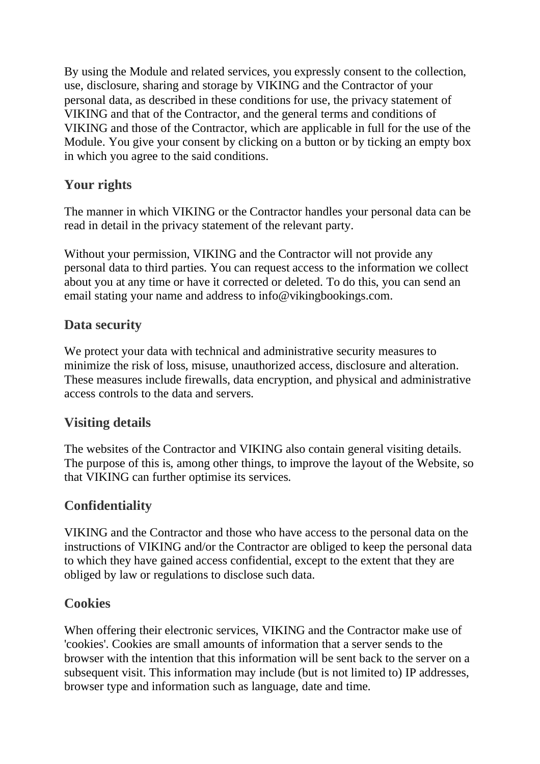By using the Module and related services, you expressly consent to the collection, use, disclosure, sharing and storage by VIKING and the Contractor of your personal data, as described in these conditions for use, the privacy statement of VIKING and that of the Contractor, and the general terms and conditions of VIKING and those of the Contractor, which are applicable in full for the use of the Module. You give your consent by clicking on a button or by ticking an empty box in which you agree to the said conditions.

## Your rights

The manner in which VIKING or the Contractor handles your personal data can be read in detail in the privacy statement of the relevant party.

Without your permission, VIKING and the Contractor will not provide any personal data to third parties. You can request access to the information we collect about you at any time or have it corrected or deleted. To do this, you can send an email stating your name and address to info@vikingbookings.com.

## Data security

We protect your data with technical and administrative security measures to minimize the risk of loss, misuse, unauthorized access, disclosure and alteration. These measures include firewalls, data encryption, and physical and administrative access controls to the data and servers.

## Visiting details

The websites of the Contractor and VIKING also contain general visiting details. The purpose of this is, among other things, to improve the layout of the Website, so that VIKING can further optimise its services.

## Confidentiality

VIKING and the Contractor and those who have access to the personal data on the instructions of VIKING and/or the Contractor are obliged to keep the personal data to which they have gained access confidential, except to the extent that they are obliged by law or regulations to disclose such data.

## Cookies

When offering their electronic services, VIKING and the Contractor make use of 'cookies'. Cookies are small amounts of information that a server sends to the browser with the intention that this information will be sent back to the server on a subsequent visit. This information may include (but is not limited to) IP addresses, browser type and information such as language, date and time.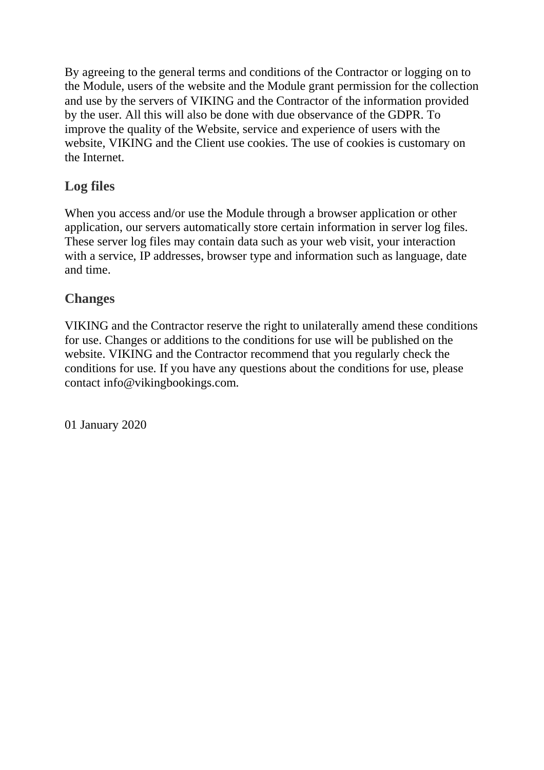By agreeing to the general terms and conditions of the Contractor or logging on to the Module, users of the website and the Module grant permission for the collection and use by the servers of VIKING and the Contractor of the information provided by the user. All this will also be done with due observance of the GDPR. To improve the quality of the Website, service and experience of users with the website, VIKING and the Client use cookies. The use of cookies is customary on the Internet.

## Log files

When you access and/or use the Module through a browser application or other application, our servers automatically store certain information in server log files. These server log files may contain data such as your web visit, your interaction with a service, IP addresses, browser type and information such as language, date and time.

## Changes

VIKING and the Contractor reserve the right to unilaterally amend these conditions for use. Changes or additions to the conditions for use will be published on the website. VIKING and the Contractor recommend that you regularly check the conditions for use. If you have any questions about the conditions for use, please contact info@vikingbookings.com.

01 January 2020